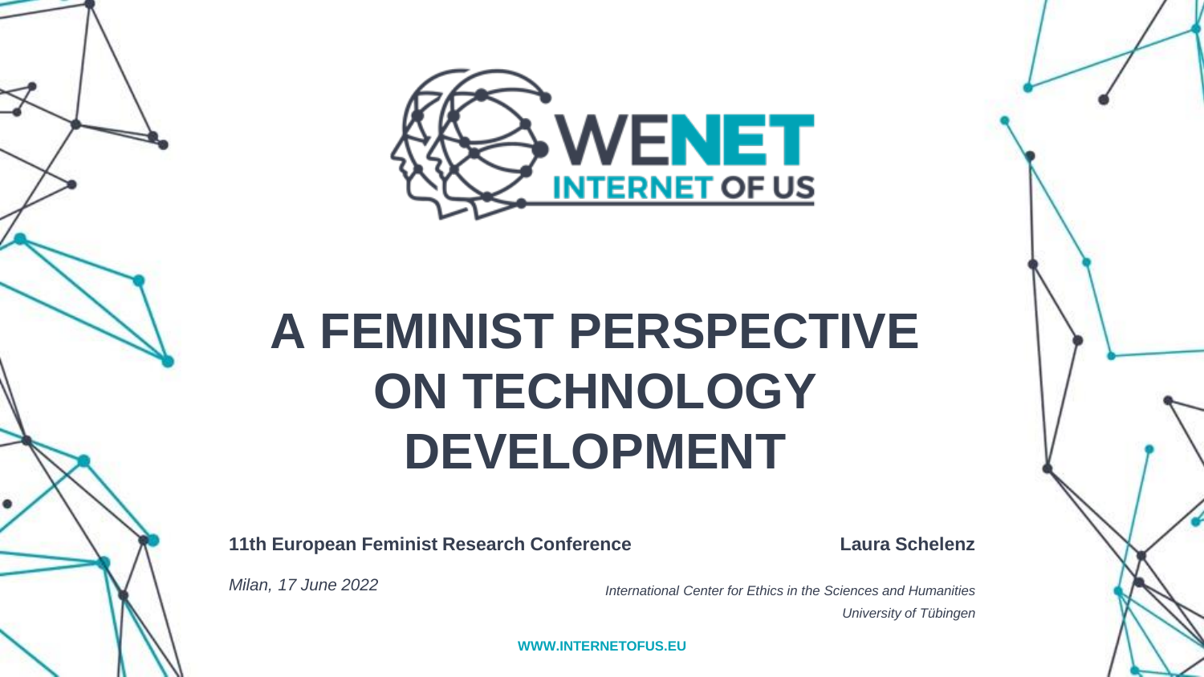WENET
INTERNET OF US

# A FEMINIST PERSPECTIVE ON TECHNOLOGY DEVELOPMENT

**11th European Feminist Research Conference**

*Milan, 17 June 2022*

**Laura Schelenz**

*International Center for Ethics in the Sciences and Humanities*
*University of Tübingen*

WWW.INTERNETOFUS.EU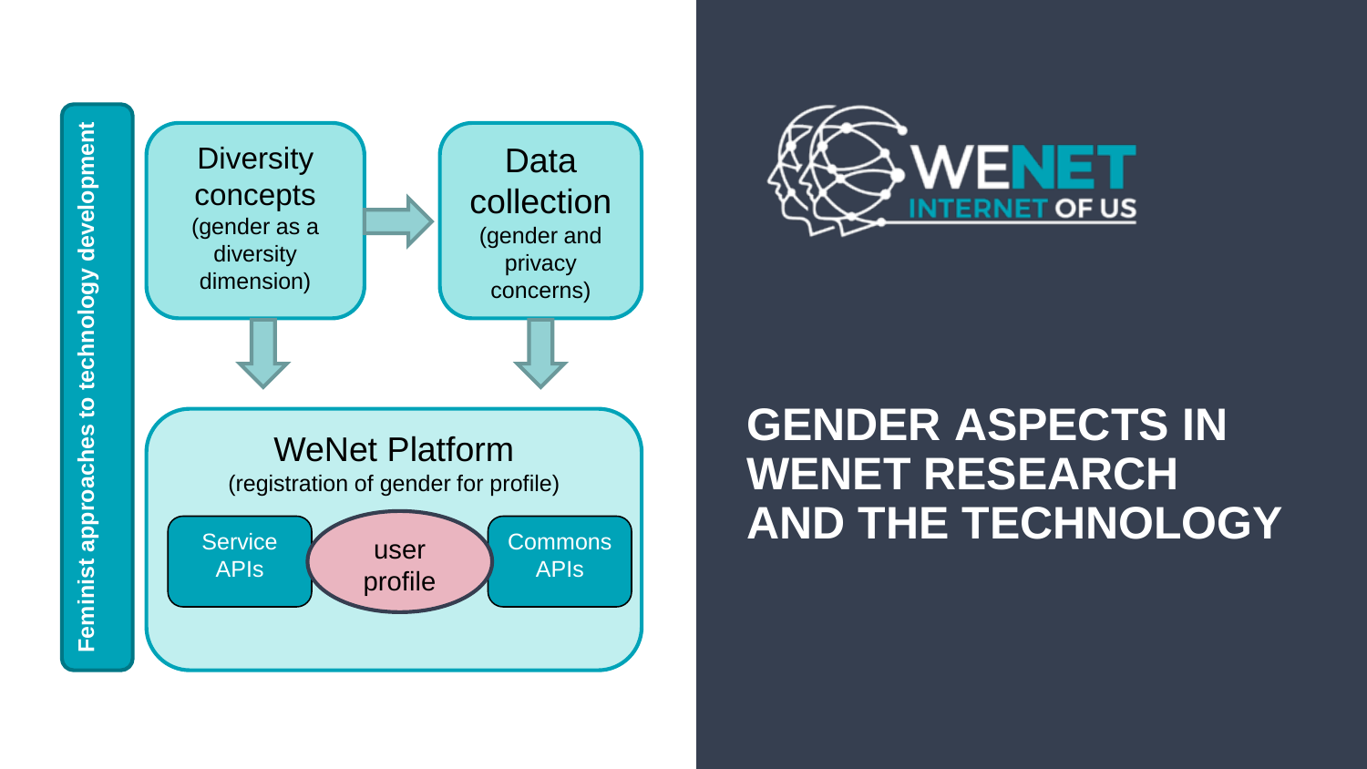Feminist approaches to technology development

Diversity concepts (gender as a diversity dimension)

Data collection (gender and privacy concerns)

WeNet Platform (registration of gender for profile)

Service APIs

user profile

Commons APIs

WENET INTERNET OF US

# GENDER ASPECTS IN WENET RESEARCH AND THE TECHNOLOGY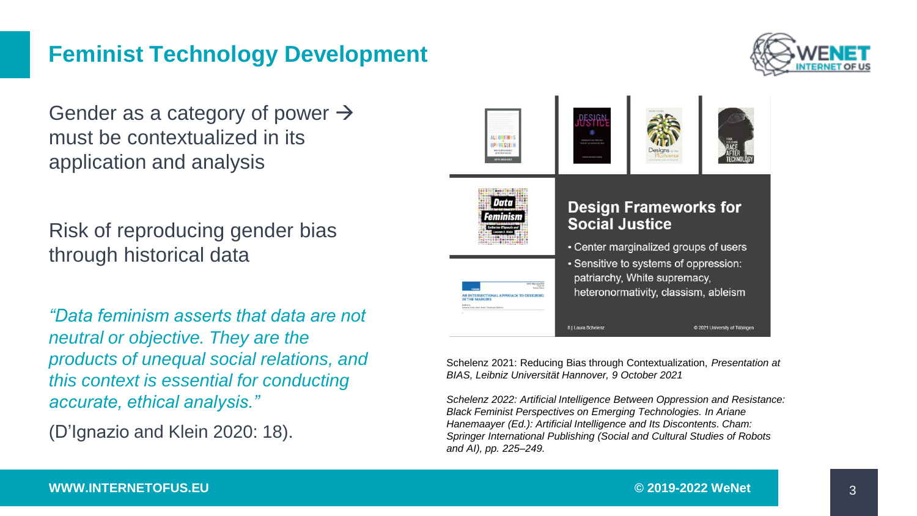# Feminist Technology Development

Gender as a category of power → must be contextualized in its application and analysis

Risk of reproducing gender bias through historical data

*“Data feminism asserts that data are not neutral or objective. They are the products of unequal social relations, and this context is essential for conducting accurate, ethical analysis.”*

(D’Ignazio and Klein 2020: 18).

**Design Frameworks for Social Justice**

- Center marginalized groups of users
- Sensitive to systems of oppression: patriarchy, White supremacy, heteronormativity, classism, ableism

8 | Laura Schelenz © 2021 University of Tübingen

Schelenz 2021: Reducing Bias through Contextualization, *Presentation at BIAS, Leibniz Universität Hannover, 9 October 2021*

*Schelenz 2022: Artificial Intelligence Between Oppression and Resistance: Black Feminist Perspectives on Emerging Technologies. In Ariane Hanemaayer (Ed.): Artificial Intelligence and Its Discontents. Cham: Springer International Publishing (Social and Cultural Studies of Robots and AI), pp. 225–249.*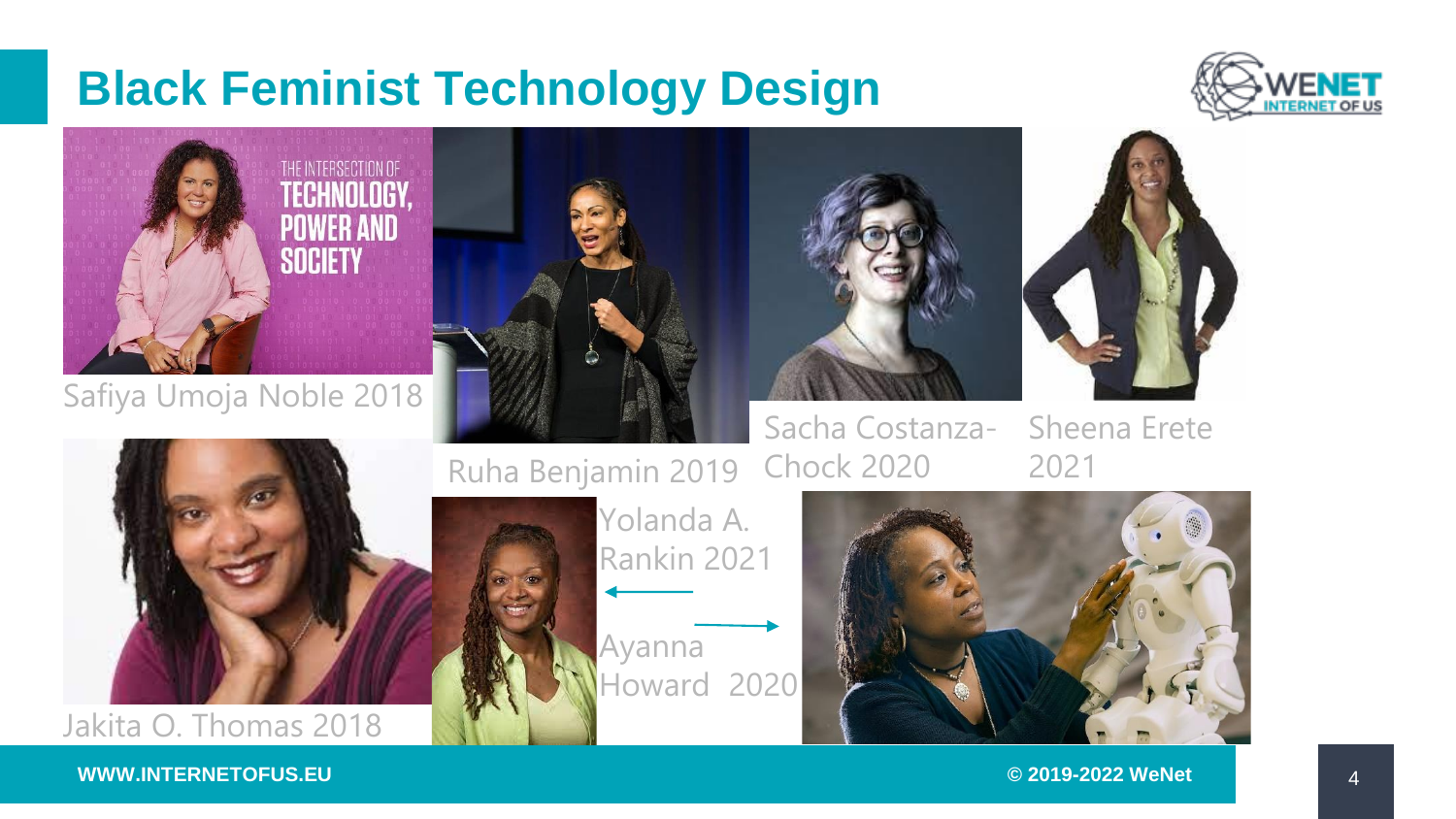# Black Feminist Technology Design

Safiya Umoja Noble 2018

Ruha Benjamin 2019

Sacha Costanza-Chock 2020

Sheena Erete 2021

Jakita O. Thomas 2018

Yolanda A. Rankin 2021

Ayanna Howard 2020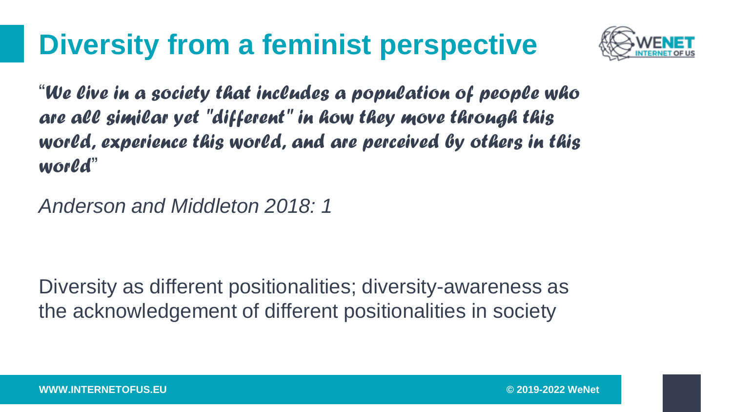# Diversity from a feminist perspective

"*We live in a society that includes a population of people who are all similar yet "different" in how they move through this world, experience this world, and are perceived by others in this world*"

*Anderson and Middleton 2018: 1*

Diversity as different positionalities; diversity-awareness as the acknowledgement of different positionalities in society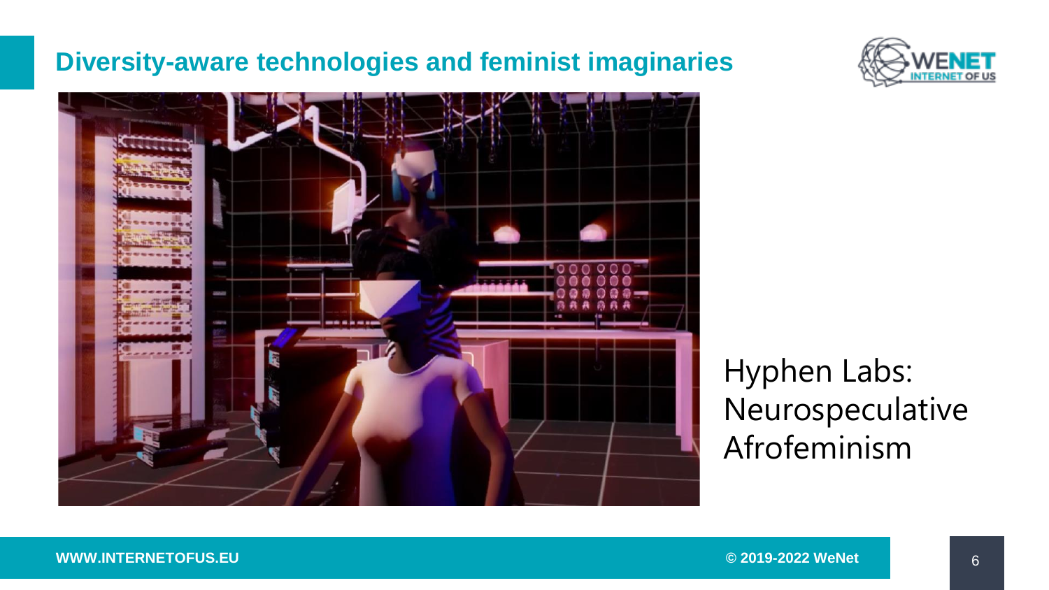## Diversity-aware technologies and feminist imaginaries

Hyphen Labs: Neurospeculative Afrofeminism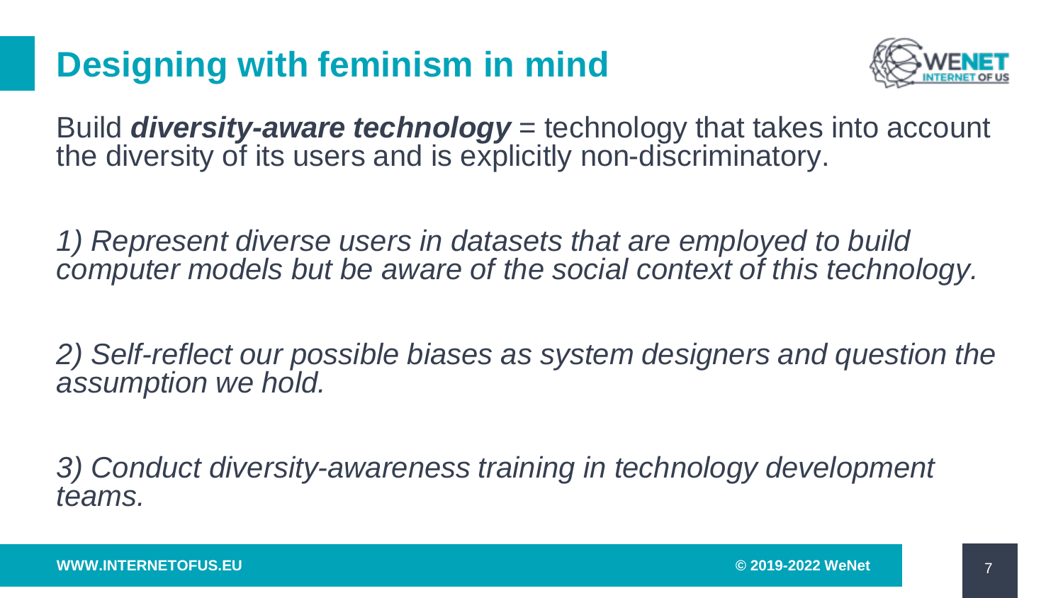# Designing with feminism in mind

Build ***diversity-aware technology*** = technology that takes into account the diversity of its users and is explicitly non-discriminatory.

*1) Represent diverse users in datasets that are employed to build computer models but be aware of the social context of this technology.*

*2) Self-reflect our possible biases as system designers and question the assumption we hold.*

*3) Conduct diversity-awareness training in technology development teams.*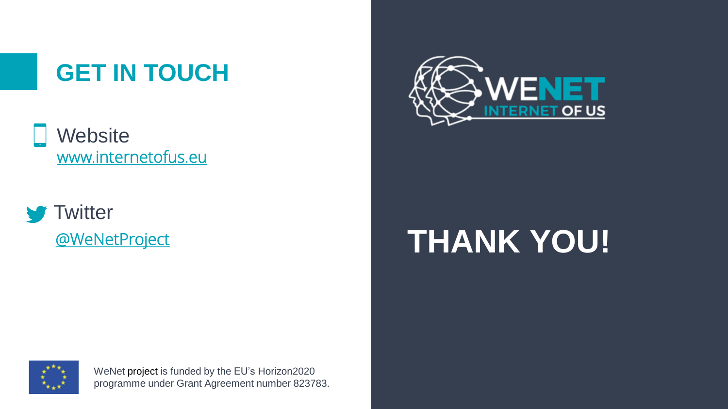## GET IN TOUCH

Website
www.internetofus.eu

Twitter
@WeNetProject

WENET
INTERNET OF US

# THANK YOU!

WeNet project is funded by the EU's Horizon2020 programme under Grant Agreement number 823783.